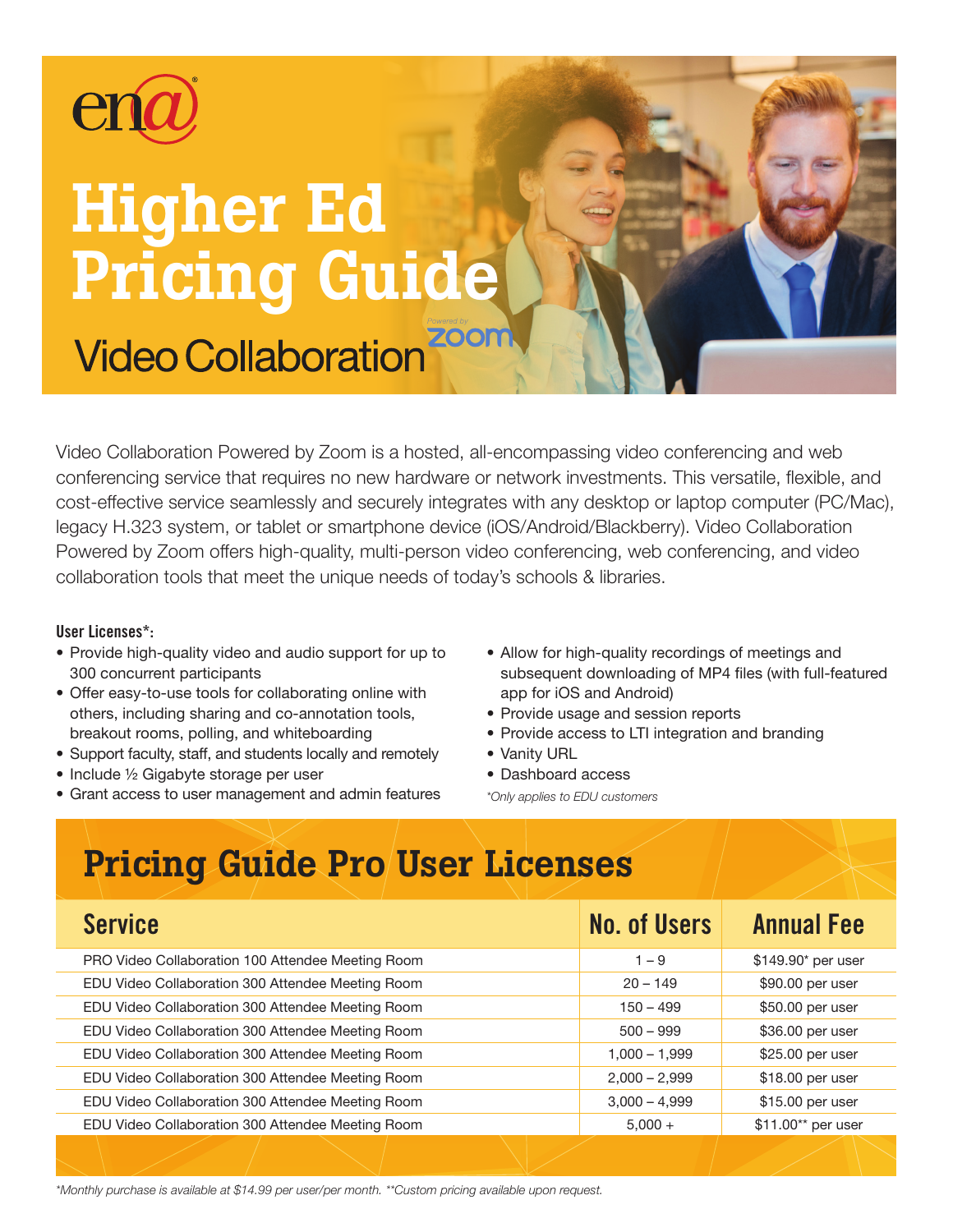ena®

# Higher Ed Pricing Guide

## Video Collaboration

Powered by zoom

Video Collaboration Powered by Zoom is a hosted, all-encompassing video conferencing and web conferencing service that requires no new hardware or network investments. This versatile, flexible, and cost-effective service seamlessly and securely integrates with any desktop or laptop computer (PC/Mac), legacy H.323 system, or tablet or smartphone device (iOS/Android/Blackberry). Video Collaboration Powered by Zoom offers high-quality, multi-person video conferencing, web conferencing, and video collaboration tools that meet the unique needs of today's schools & libraries.

**User Licenses*:**

- Provide high-quality video and audio support for up to 300 concurrent participants
- Offer easy-to-use tools for collaborating online with others, including sharing and co-annotation tools, breakout rooms, polling, and whiteboarding
- Support faculty, staff, and students locally and remotely
- Include ½ Gigabyte storage per user
- Grant access to user management and admin features
- Allow for high-quality recordings of meetings and subsequent downloading of MP4 files (with full-featured app for iOS and Android)
- Provide usage and session reports
- Provide access to LTI integration and branding
- Vanity URL
- Dashboard access

*\*Only applies to EDU customers*

## Pricing Guide Pro User Licenses

| Service | No. of Users | Annual Fee |
|---|---|---|
| PRO Video Collaboration 100 Attendee Meeting Room | 1 – 9 | $149.90* per user |
| EDU Video Collaboration 300 Attendee Meeting Room | 20 – 149 | $90.00 per user |
| EDU Video Collaboration 300 Attendee Meeting Room | 150 – 499 | $50.00 per user |
| EDU Video Collaboration 300 Attendee Meeting Room | 500 – 999 | $36.00 per user |
| EDU Video Collaboration 300 Attendee Meeting Room | 1,000 – 1,999 | $25.00 per user |
| EDU Video Collaboration 300 Attendee Meeting Room | 2,000 – 2,999 | $18.00 per user |
| EDU Video Collaboration 300 Attendee Meeting Room | 3,000 – 4,999 | $15.00 per user |
| EDU Video Collaboration 300 Attendee Meeting Room | 5,000 + | $11.00** per user |

*\*Monthly purchase is available at $14.99 per user/per month. \*\*Custom pricing available upon request.*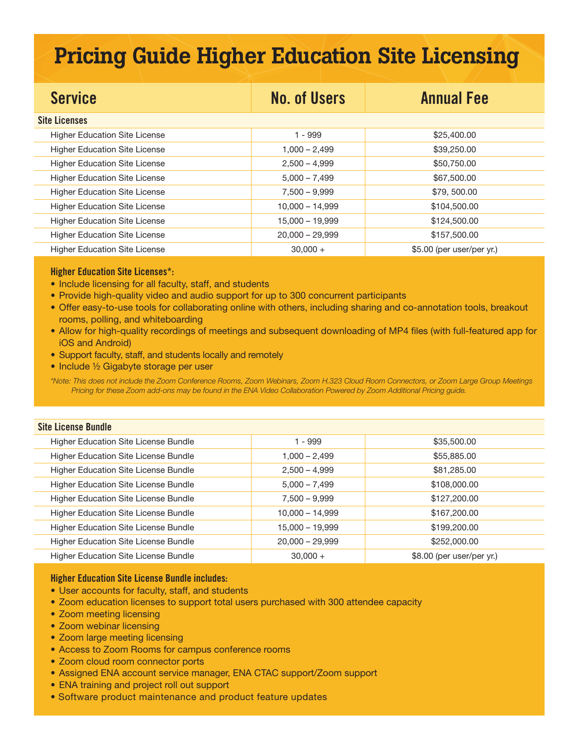# Pricing Guide Higher Education Site Licensing

| Service | No. of Users | Annual Fee |
|---|---|---|
| **Site Licenses** | | |
| Higher Education Site License | 1 - 999 | $25,400.00 |
| Higher Education Site License | 1,000 – 2,499 | $39,250.00 |
| Higher Education Site License | 2,500 – 4,999 | $50,750.00 |
| Higher Education Site License | 5,000 – 7,499 | $67,500.00 |
| Higher Education Site License | 7,500 – 9,999 | $79, 500.00 |
| Higher Education Site License | 10,000 – 14,999 | $104,500.00 |
| Higher Education Site License | 15,000 – 19,999 | $124,500.00 |
| Higher Education Site License | 20,000 – 29,999 | $157,500.00 |
| Higher Education Site License | 30,000 + | $5.00 (per user/per yr.) |

**Higher Education Site Licenses*:**

- Include licensing for all faculty, staff, and students
- Provide high-quality video and audio support for up to 300 concurrent participants
- Offer easy-to-use tools for collaborating online with others, including sharing and co-annotation tools, breakout rooms, polling, and whiteboarding
- Allow for high-quality recordings of meetings and subsequent downloading of MP4 files (with full-featured app for iOS and Android)
- Support faculty, staff, and students locally and remotely
- Include ½ Gigabyte storage per user

*\*Note: This does not include the Zoom Conference Rooms, Zoom Webinars, Zoom H.323 Cloud Room Connectors, or Zoom Large Group Meetings Pricing for these Zoom add-ons may be found in the ENA Video Collaboration Powered by Zoom Additional Pricing guide.*

| Service | No. of Users | Annual Fee |
|---|---|---|
| **Site License Bundle** | | |
| Higher Education Site License Bundle | 1 - 999 | $35,500.00 |
| Higher Education Site License Bundle | 1,000 – 2,499 | $55,885.00 |
| Higher Education Site License Bundle | 2,500 – 4,999 | $81,285.00 |
| Higher Education Site License Bundle | 5,000 – 7,499 | $108,000.00 |
| Higher Education Site License Bundle | 7,500 – 9,999 | $127,200.00 |
| Higher Education Site License Bundle | 10,000 – 14,999 | $167,200.00 |
| Higher Education Site License Bundle | 15,000 – 19,999 | $199,200.00 |
| Higher Education Site License Bundle | 20,000 – 29,999 | $252,000.00 |
| Higher Education Site License Bundle | 30,000 + | $8.00 (per user/per yr.) |

**Higher Education Site License Bundle includes:**

- User accounts for faculty, staff, and students
- Zoom education licenses to support total users purchased with 300 attendee capacity
- Zoom meeting licensing
- Zoom webinar licensing
- Zoom large meeting licensing
- Access to Zoom Rooms for campus conference rooms
- Zoom cloud room connector ports
- Assigned ENA account service manager, ENA CTAC support/Zoom support
- ENA training and project roll out support
- Software product maintenance and product feature updates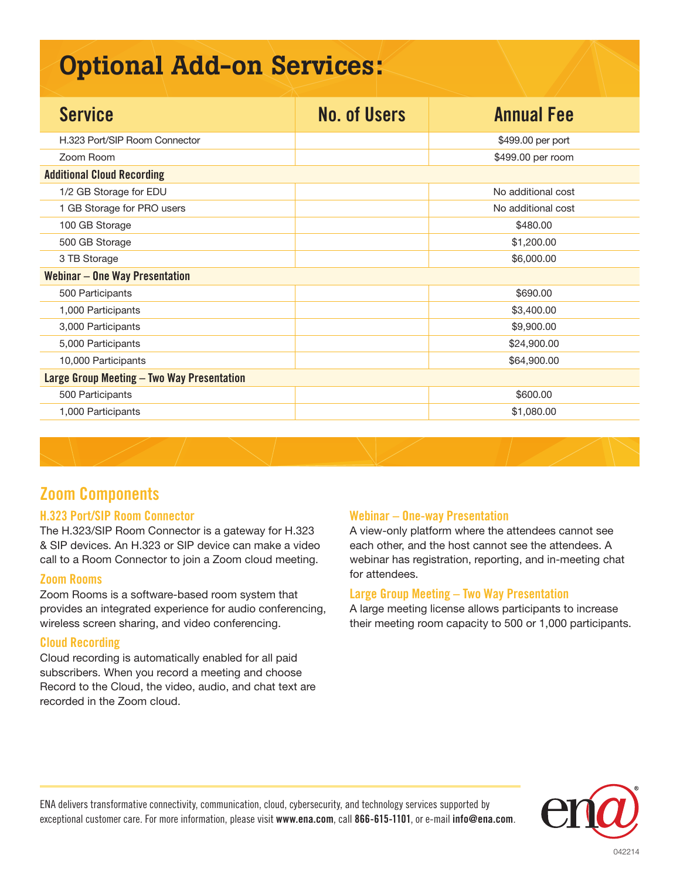# Optional Add-on Services:

| Service | No. of Users | Annual Fee |
|---|---|---|
| H.323 Port/SIP Room Connector | | $499.00 per port |
| Zoom Room | | $499.00 per room |
| **Additional Cloud Recording** | | |
| 1/2 GB Storage for EDU | | No additional cost |
| 1 GB Storage for PRO users | | No additional cost |
| 100 GB Storage | | $480.00 |
| 500 GB Storage | | $1,200.00 |
| 3 TB Storage | | $6,000.00 |
| **Webinar – One Way Presentation** | | |
| 500 Participants | | $690.00 |
| 1,000 Participants | | $3,400.00 |
| 3,000 Participants | | $9,900.00 |
| 5,000 Participants | | $24,900.00 |
| 10,000 Participants | | $64,900.00 |
| **Large Group Meeting – Two Way Presentation** | | |
| 500 Participants | | $600.00 |
| 1,000 Participants | | $1,080.00 |

## Zoom Components

### H.323 Port/SIP Room Connector

The H.323/SIP Room Connector is a gateway for H.323 & SIP devices. An H.323 or SIP device can make a video call to a Room Connector to join a Zoom cloud meeting.

### Zoom Rooms

Zoom Rooms is a software-based room system that provides an integrated experience for audio conferencing, wireless screen sharing, and video conferencing.

### Cloud Recording

Cloud recording is automatically enabled for all paid subscribers. When you record a meeting and choose Record to the Cloud, the video, audio, and chat text are recorded in the Zoom cloud.

### Webinar – One-way Presentation

A view-only platform where the attendees cannot see each other, and the host cannot see the attendees. A webinar has registration, reporting, and in-meeting chat for attendees.

### Large Group Meeting – Two Way Presentation

A large meeting license allows participants to increase their meeting room capacity to 500 or 1,000 participants.

ENA delivers transformative connectivity, communication, cloud, cybersecurity, and technology services supported by exceptional customer care. For more information, please visit **www.ena.com**, call **866-615-1101**, or e-mail **info@ena.com**.

042214